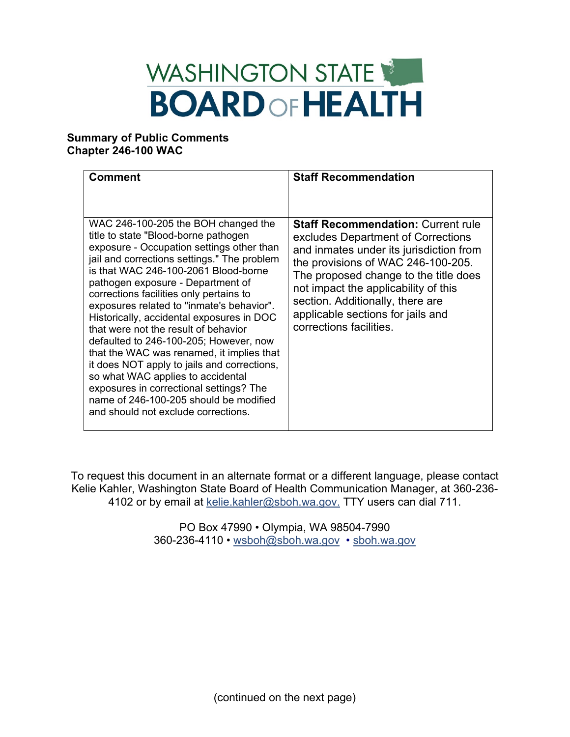# WASHINGTON STATE BOARD OF HEALTH

**Summary of Public Comments**
**Chapter 246-100 WAC**

| Comment | Staff Recommendation |
| --- | --- |
| WAC 246-100-205 the BOH changed the title to state "Blood-borne pathogen exposure - Occupation settings other than jail and corrections settings." The problem is that WAC 246-100-2061 Blood-borne pathogen exposure - Department of corrections facilities only pertains to exposures related to "inmate's behavior". Historically, accidental exposures in DOC that were not the result of behavior defaulted to 246-100-205; However, now that the WAC was renamed, it implies that it does NOT apply to jails and corrections, so what WAC applies to accidental exposures in correctional settings? The name of 246-100-205 should be modified and should not exclude corrections. | **Staff Recommendation:** Current rule excludes Department of Corrections and inmates under its jurisdiction from the provisions of WAC 246-100-205. The proposed change to the title does not impact the applicability of this section. Additionally, there are applicable sections for jails and corrections facilities. |

To request this document in an alternate format or a different language, please contact Kelie Kahler, Washington State Board of Health Communication Manager, at 360-236-4102 or by email at kelie.kahler@sboh.wa.gov. TTY users can dial 711.

PO Box 47990 • Olympia, WA 98504-7990
360-236-4110 • wsboh@sboh.wa.gov • sboh.wa.gov

(continued on the next page)